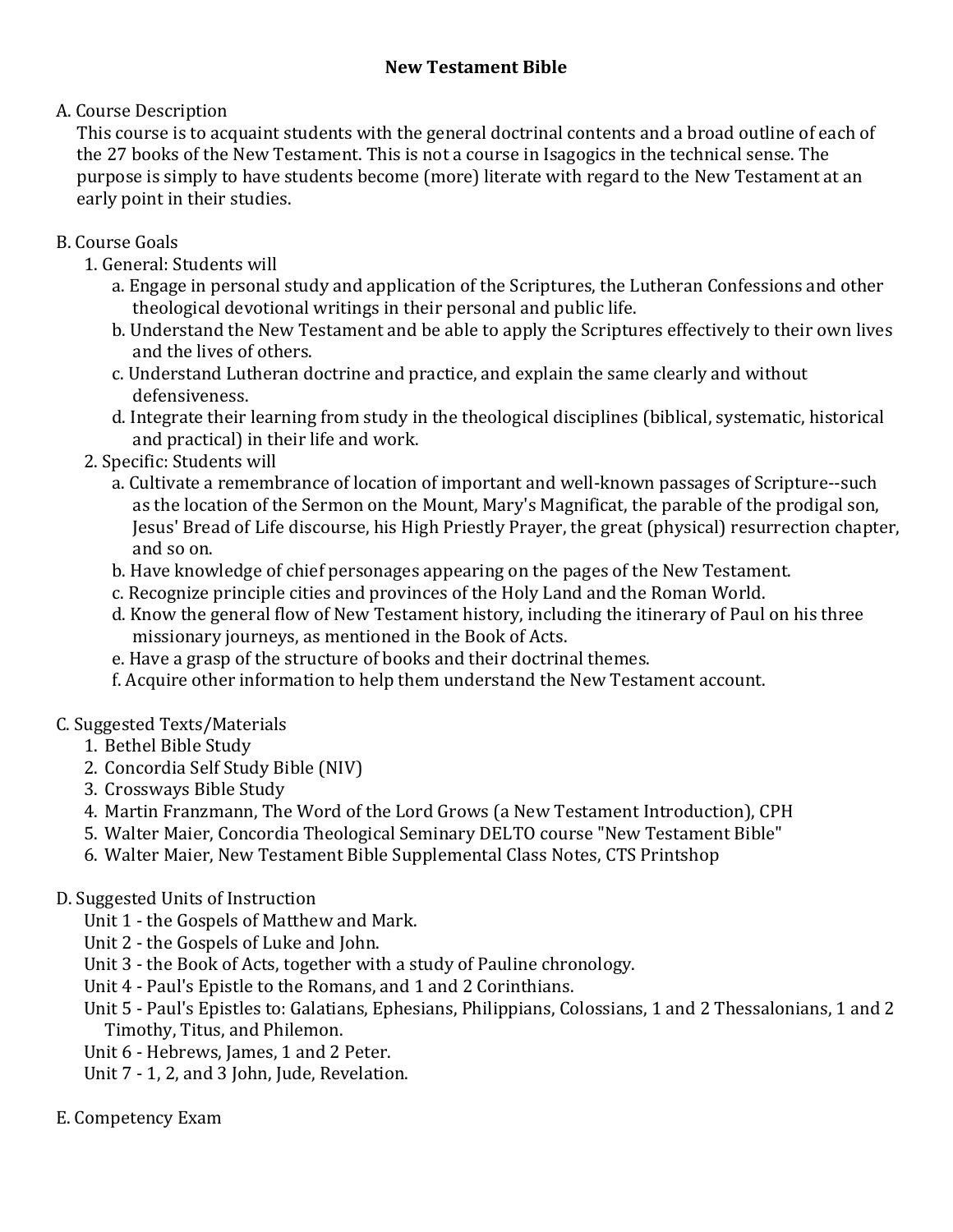# New Testament Bible

A. Course Description

This course is to acquaint students with the general doctrinal contents and a broad outline of each of the 27 books of the New Testament. This is not a course in Isagogics in the technical sense. The purpose is simply to have students become (more) literate with regard to the New Testament at an early point in their studies.

B. Course Goals

1. General: Students will
   a. Engage in personal study and application of the Scriptures, the Lutheran Confessions and other theological devotional writings in their personal and public life.
   b. Understand the New Testament and be able to apply the Scriptures effectively to their own lives and the lives of others.
   c. Understand Lutheran doctrine and practice, and explain the same clearly and without defensiveness.
   d. Integrate their learning from study in the theological disciplines (biblical, systematic, historical and practical) in their life and work.
2. Specific: Students will
   a. Cultivate a remembrance of location of important and well-known passages of Scripture--such as the location of the Sermon on the Mount, Mary's Magnificat, the parable of the prodigal son, Jesus' Bread of Life discourse, his High Priestly Prayer, the great (physical) resurrection chapter, and so on.
   b. Have knowledge of chief personages appearing on the pages of the New Testament.
   c. Recognize principle cities and provinces of the Holy Land and the Roman World.
   d. Know the general flow of New Testament history, including the itinerary of Paul on his three missionary journeys, as mentioned in the Book of Acts.
   e. Have a grasp of the structure of books and their doctrinal themes.
   f. Acquire other information to help them understand the New Testament account.

C. Suggested Texts/Materials

1. Bethel Bible Study
2. Concordia Self Study Bible (NIV)
3. Crossways Bible Study
4. Martin Franzmann, The Word of the Lord Grows (a New Testament Introduction), CPH
5. Walter Maier, Concordia Theological Seminary DELTO course "New Testament Bible"
6. Walter Maier, New Testament Bible Supplemental Class Notes, CTS Printshop

D. Suggested Units of Instruction

Unit 1 - the Gospels of Matthew and Mark.
Unit 2 - the Gospels of Luke and John.
Unit 3 - the Book of Acts, together with a study of Pauline chronology.
Unit 4 - Paul's Epistle to the Romans, and 1 and 2 Corinthians.
Unit 5 - Paul's Epistles to: Galatians, Ephesians, Philippians, Colossians, 1 and 2 Thessalonians, 1 and 2 Timothy, Titus, and Philemon.
Unit 6 - Hebrews, James, 1 and 2 Peter.
Unit 7 - 1, 2, and 3 John, Jude, Revelation.

E. Competency Exam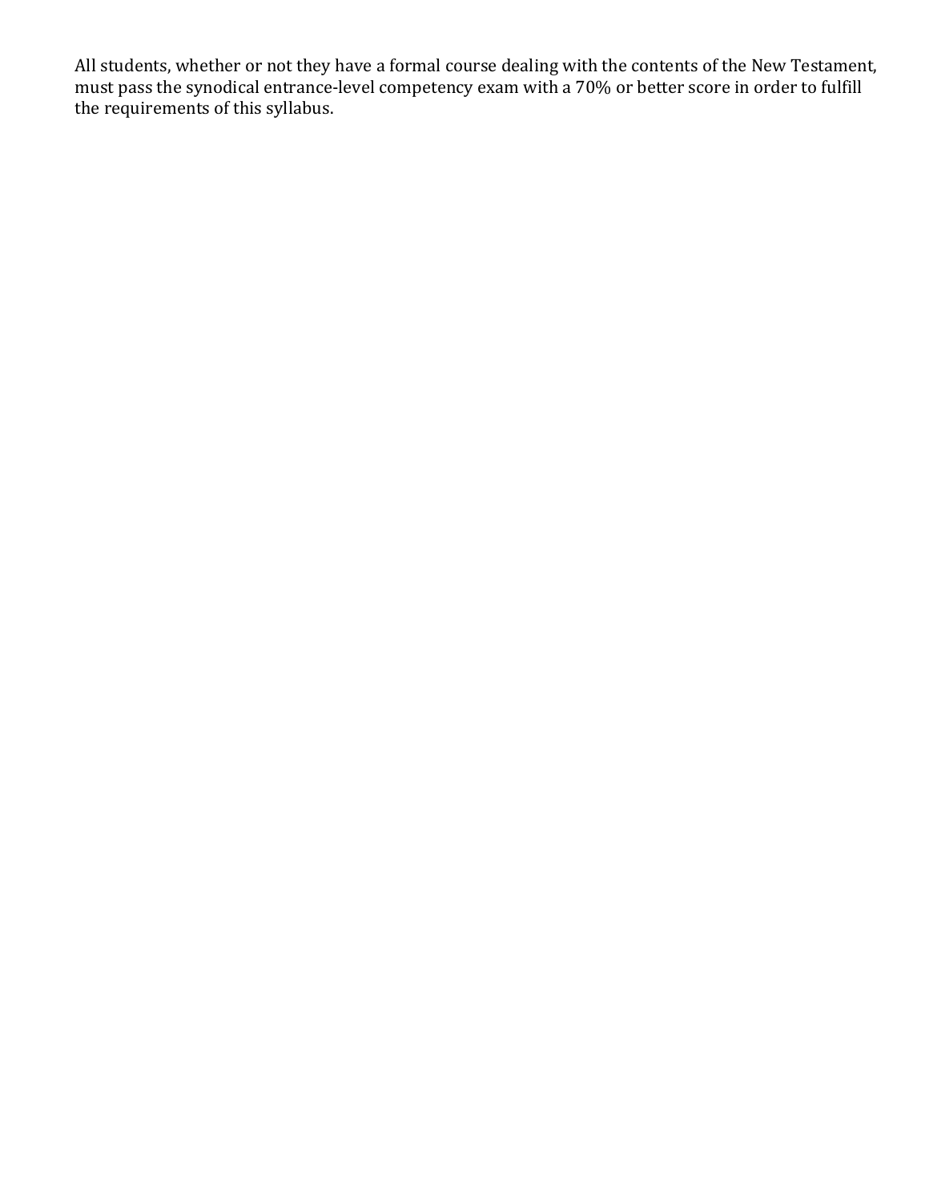All students, whether or not they have a formal course dealing with the contents of the New Testament, must pass the synodical entrance-level competency exam with a 70% or better score in order to fulfill the requirements of this syllabus.